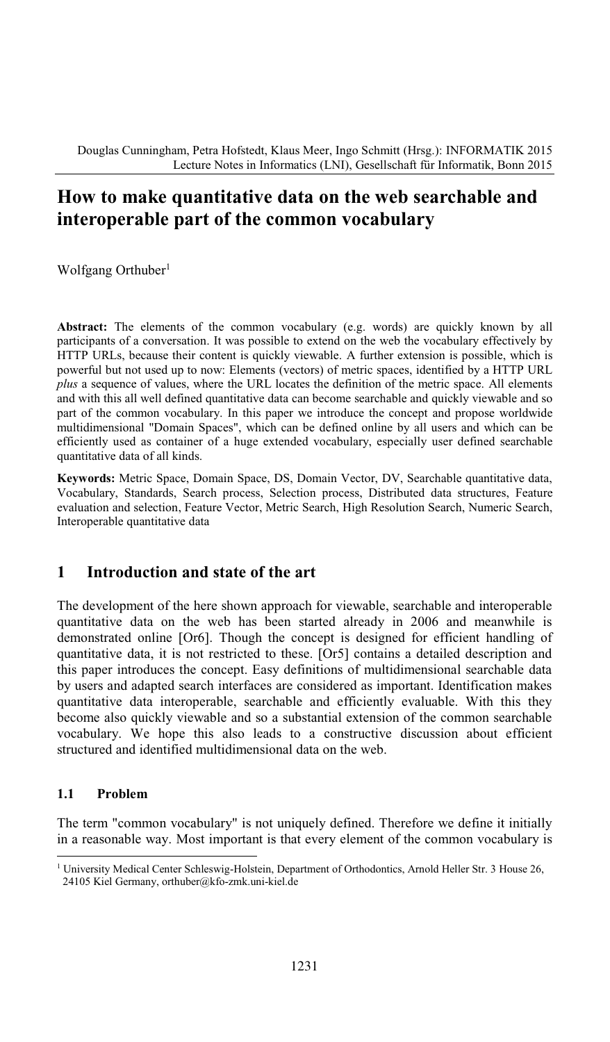# How to make quantitative data on the web searchable and interoperable part of the common vocabulary

Wolfgang Orthuber[1]

**Abstract:** The elements of the common vocabulary (e.g. words) are quickly known by all participants of a conversation. It was possible to extend on the web the vocabulary effectively by HTTP URLs, because their content is quickly viewable. A further extension is possible, which is powerful but not used up to now: Elements (vectors) of metric spaces, identified by a HTTP URL *plus* a sequence of values, where the URL locates the definition of the metric space. All elements and with this all well defined quantitative data can become searchable and quickly viewable and so part of the common vocabulary. In this paper we introduce the concept and propose worldwide multidimensional "Domain Spaces", which can be defined online by all users and which can be efficiently used as container of a huge extended vocabulary, especially user defined searchable quantitative data of all kinds.

**Keywords:** Metric Space, Domain Space, DS, Domain Vector, DV, Searchable quantitative data, Vocabulary, Standards, Search process, Selection process, Distributed data structures, Feature evaluation and selection, Feature Vector, Metric Search, High Resolution Search, Numeric Search, Interoperable quantitative data

## 1 Introduction and state of the art

The development of the here shown approach for viewable, searchable and interoperable quantitative data on the web has been started already in 2006 and meanwhile is demonstrated online [Or6]. Though the concept is designed for efficient handling of quantitative data, it is not restricted to these. [Or5] contains a detailed description and this paper introduces the concept. Easy definitions of multidimensional searchable data by users and adapted search interfaces are considered as important. Identification makes quantitative data interoperable, searchable and efficiently evaluable. With this they become also quickly viewable and so a substantial extension of the common searchable vocabulary. We hope this also leads to a constructive discussion about efficient structured and identified multidimensional data on the web.

### 1.1 Problem

The term "common vocabulary" is not uniquely defined. Therefore we define it initially in a reasonable way. Most important is that every element of the common vocabulary is

[1] University Medical Center Schleswig-Holstein, Department of Orthodontics, Arnold Heller Str. 3 House 26, 24105 Kiel Germany, orthuber@kfo-zmk.uni-kiel.de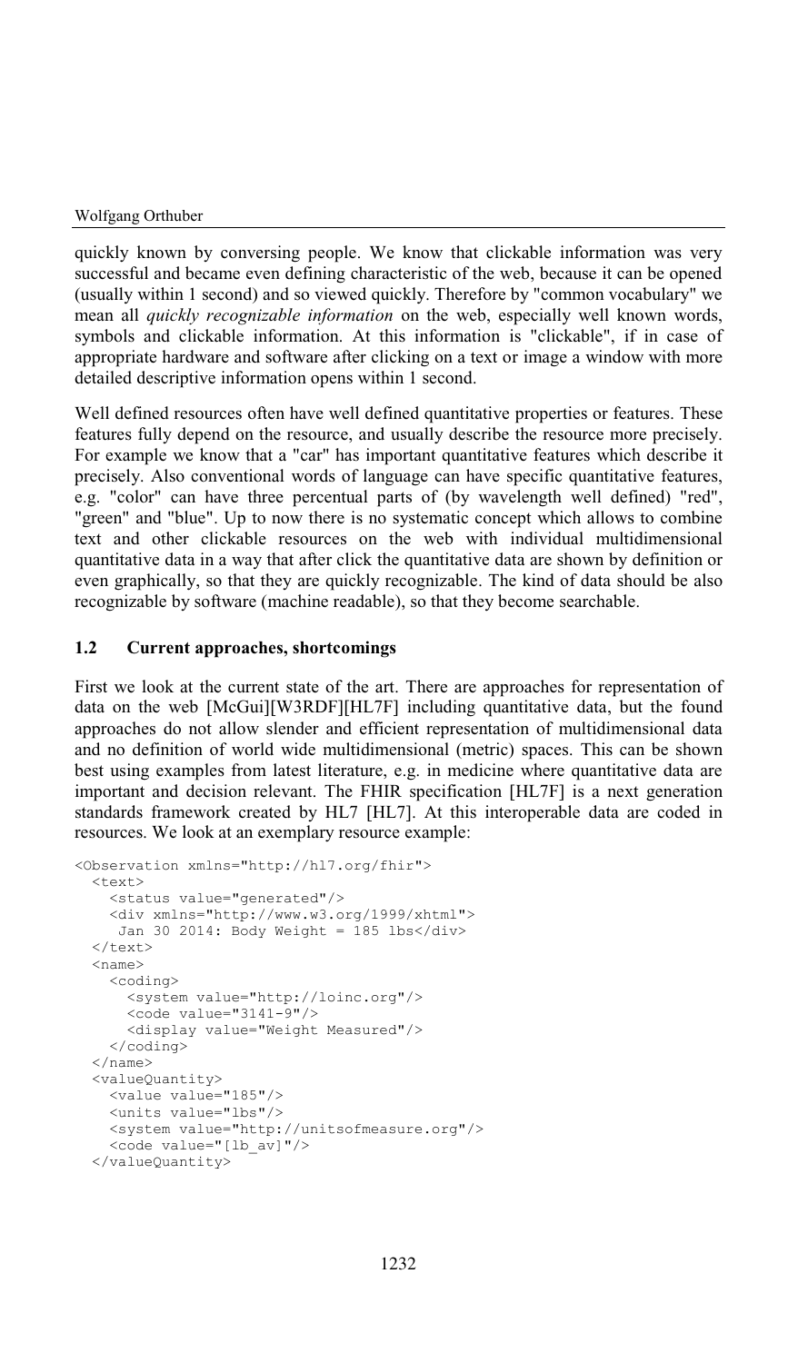quickly known by conversing people. We know that clickable information was very successful and became even defining characteristic of the web, because it can be opened (usually within 1 second) and so viewed quickly. Therefore by "common vocabulary" we mean all *quickly recognizable information* on the web, especially well known words, symbols and clickable information. At this information is "clickable", if in case of appropriate hardware and software after clicking on a text or image a window with more detailed descriptive information opens within 1 second.

Well defined resources often have well defined quantitative properties or features. These features fully depend on the resource, and usually describe the resource more precisely. For example we know that a "car" has important quantitative features which describe it precisely. Also conventional words of language can have specific quantitative features, e.g. "color" can have three percentual parts of (by wavelength well defined) "red", "green" and "blue". Up to now there is no systematic concept which allows to combine text and other clickable resources on the web with individual multidimensional quantitative data in a way that after click the quantitative data are shown by definition or even graphically, so that they are quickly recognizable. The kind of data should be also recognizable by software (machine readable), so that they become searchable.

### 1.2 Current approaches, shortcomings

First we look at the current state of the art. There are approaches for representation of data on the web [McGui][W3RDF][HL7F] including quantitative data, but the found approaches do not allow slender and efficient representation of multidimensional data and no definition of world wide multidimensional (metric) spaces. This can be shown best using examples from latest literature, e.g. in medicine where quantitative data are important and decision relevant. The FHIR specification [HL7F] is a next generation standards framework created by HL7 [HL7]. At this interoperable data are coded in resources. We look at an exemplary resource example:

```
<Observation xmlns="http://hl7.org/fhir">
  <text>
    <status value="generated"/>
    <div xmlns="http://www.w3.org/1999/xhtml">
     Jan 30 2014: Body Weight = 185 lbs</div>
  </text>
  <name>
    <coding>
      <system value="http://loinc.org"/>
      <code value="3141-9"/>
      <display value="Weight Measured"/>
    </coding>
  </name>
  <valueQuantity>
    <value value="185"/>
    <units value="lbs"/>
    <system value="http://unitsofmeasure.org"/>
    <code value="[lb_av]"/>
  </valueQuantity>
```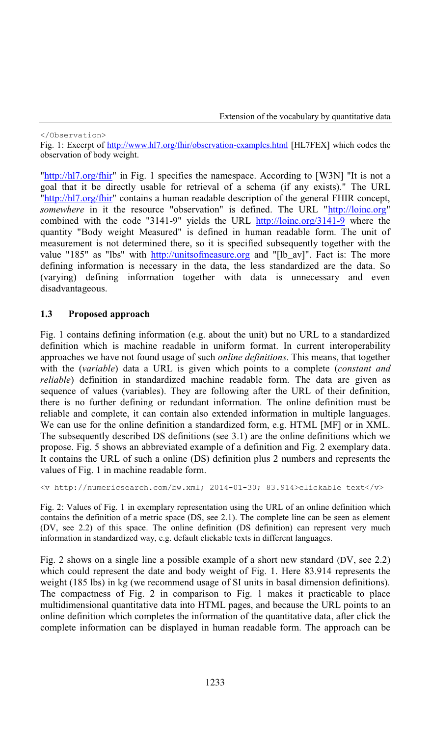```
</Observation>
```

Fig. 1: Excerpt of http://www.hl7.org/fhir/observation-examples.html [HL7FEX] which codes the observation of body weight.

"http://hl7.org/fhir" in Fig. 1 specifies the namespace. According to [W3N] "It is not a goal that it be directly usable for retrieval of a schema (if any exists)." The URL "http://hl7.org/fhir" contains a human readable description of the general FHIR concept, *somewhere* in it the resource "observation" is defined. The URL "http://loinc.org" combined with the code "3141-9" yields the URL http://loinc.org/3141-9 where the quantity "Body weight Measured" is defined in human readable form. The unit of measurement is not determined there, so it is specified subsequently together with the value "185" as "lbs" with http://unitsofmeasure.org and "[lb_av]". Fact is: The more defining information is necessary in the data, the less standardized are the data. So (varying) defining information together with data is unnecessary and even disadvantageous.

### 1.3 Proposed approach

Fig. 1 contains defining information (e.g. about the unit) but no URL to a standardized definition which is machine readable in uniform format. In current interoperability approaches we have not found usage of such *online definitions*. This means, that together with the (*variable*) data a URL is given which points to a complete (*constant and reliable*) definition in standardized machine readable form. The data are given as sequence of values (variables). They are following after the URL of their definition, there is no further defining or redundant information. The online definition must be reliable and complete, it can contain also extended information in multiple languages. We can use for the online definition a standardized form, e.g. HTML [MF] or in XML. The subsequently described DS definitions (see 3.1) are the online definitions which we propose. Fig. 5 shows an abbreviated example of a definition and Fig. 2 exemplary data. It contains the URL of such a online (DS) definition plus 2 numbers and represents the values of Fig. 1 in machine readable form.

```
<v http://numericsearch.com/bw.xml; 2014-01-30; 83.914>clickable text</v>
```

Fig. 2: Values of Fig. 1 in exemplary representation using the URL of an online definition which contains the definition of a metric space (DS, see 2.1). The complete line can be seen as element (DV, see 2.2) of this space. The online definition (DS definition) can represent very much information in standardized way, e.g. default clickable texts in different languages.

Fig. 2 shows on a single line a possible example of a short new standard (DV, see 2.2) which could represent the date and body weight of Fig. 1. Here 83.914 represents the weight (185 lbs) in kg (we recommend usage of SI units in basal dimension definitions). The compactness of Fig. 2 in comparison to Fig. 1 makes it practicable to place multidimensional quantitative data into HTML pages, and because the URL points to an online definition which completes the information of the quantitative data, after click the complete information can be displayed in human readable form. The approach can be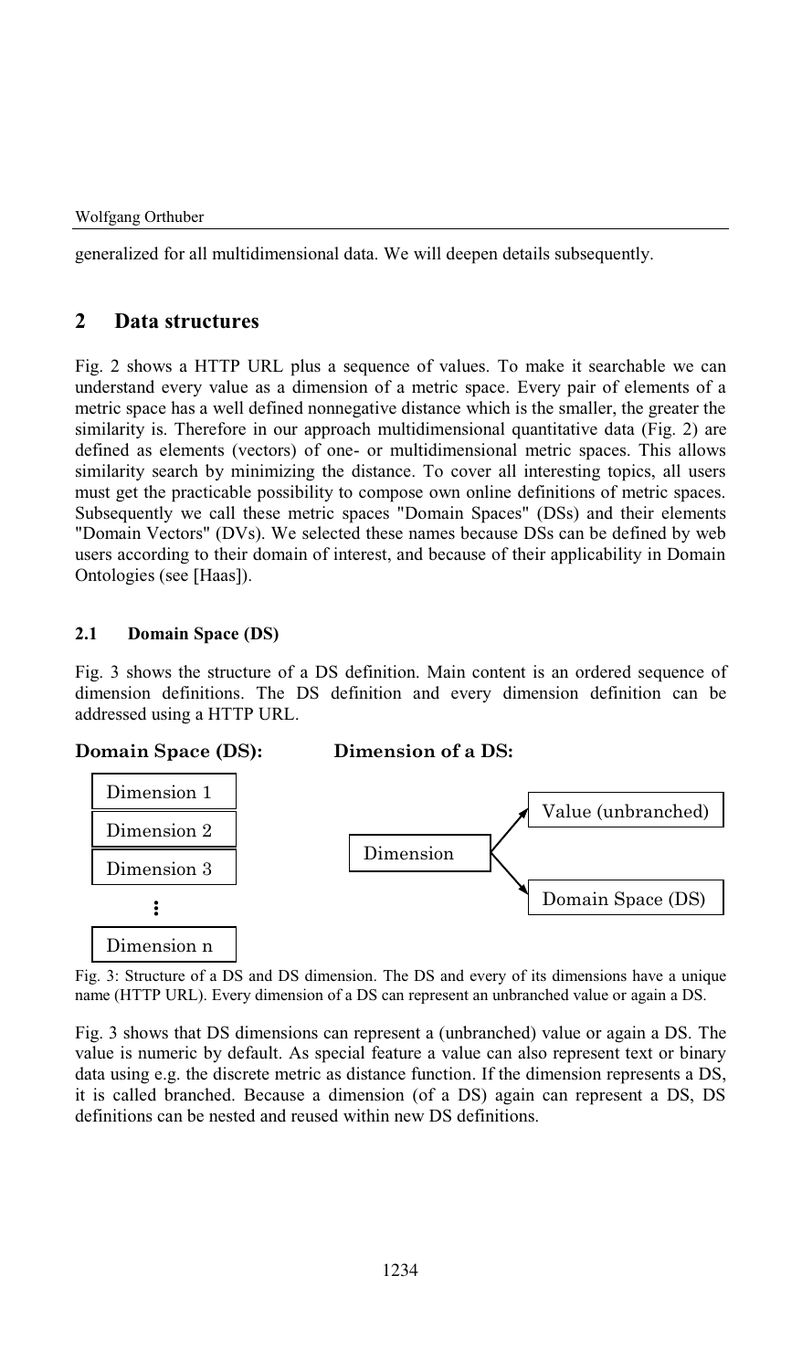generalized for all multidimensional data. We will deepen details subsequently.

## 2 Data structures

Fig. 2 shows a HTTP URL plus a sequence of values. To make it searchable we can understand every value as a dimension of a metric space. Every pair of elements of a metric space has a well defined nonnegative distance which is the smaller, the greater the similarity is. Therefore in our approach multidimensional quantitative data (Fig. 2) are defined as elements (vectors) of one- or multidimensional metric spaces. This allows similarity search by minimizing the distance. To cover all interesting topics, all users must get the practicable possibility to compose own online definitions of metric spaces. Subsequently we call these metric spaces "Domain Spaces" (DSs) and their elements "Domain Vectors" (DVs). We selected these names because DSs can be defined by web users according to their domain of interest, and because of their applicability in Domain Ontologies (see [Haas]).

### 2.1 Domain Space (DS)

Fig. 3 shows the structure of a DS definition. Main content is an ordered sequence of dimension definitions. The DS definition and every dimension definition can be addressed using a HTTP URL.

**Domain Space (DS):** Dimension 1, Dimension 2, Dimension 3, ⋮, Dimension n

**Dimension of a DS:** Dimension → Value (unbranched) / Domain Space (DS)

Fig. 3: Structure of a DS and DS dimension. The DS and every of its dimensions have a unique name (HTTP URL). Every dimension of a DS can represent an unbranched value or again a DS.

Fig. 3 shows that DS dimensions can represent a (unbranched) value or again a DS. The value is numeric by default. As special feature a value can also represent text or binary data using e.g. the discrete metric as distance function. If the dimension represents a DS, it is called branched. Because a dimension (of a DS) again can represent a DS, DS definitions can be nested and reused within new DS definitions.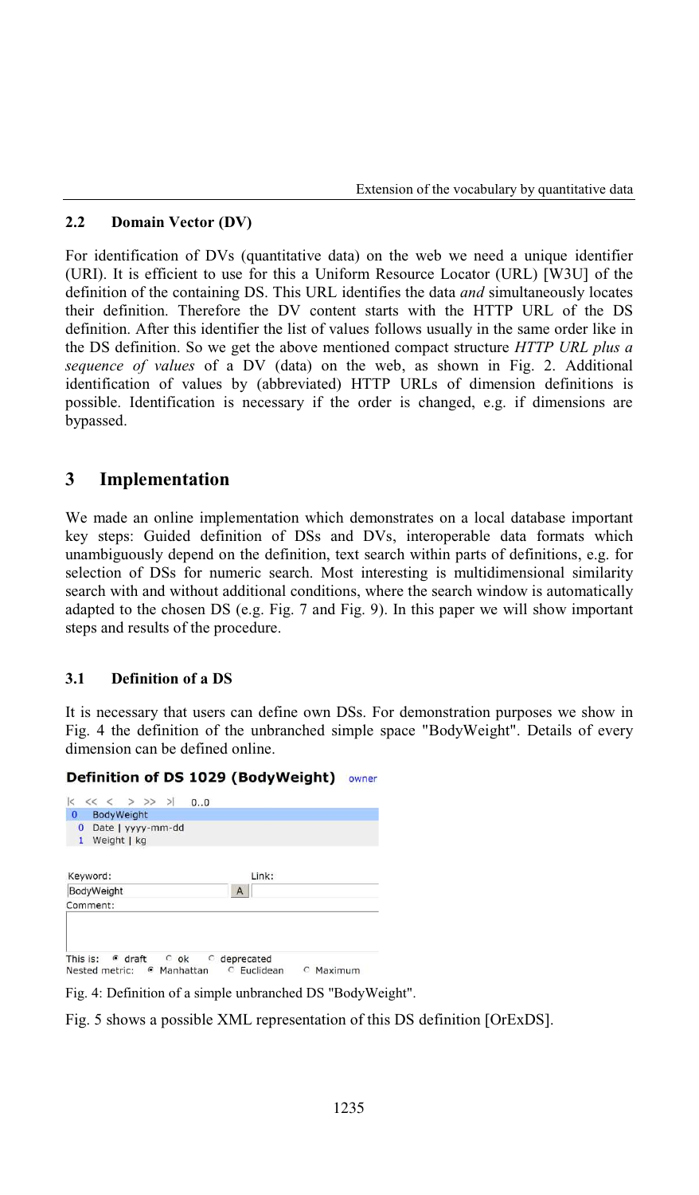### 2.2 Domain Vector (DV)

For identification of DVs (quantitative data) on the web we need a unique identifier (URI). It is efficient to use for this a Uniform Resource Locator (URL) [W3U] of the definition of the containing DS. This URL identifies the data *and* simultaneously locates their definition. Therefore the DV content starts with the HTTP URL of the DS definition. After this identifier the list of values follows usually in the same order like in the DS definition. So we get the above mentioned compact structure *HTTP URL plus a sequence of values* of a DV (data) on the web, as shown in Fig. 2. Additional identification of values by (abbreviated) HTTP URLs of dimension definitions is possible. Identification is necessary if the order is changed, e.g. if dimensions are bypassed.

## 3 Implementation

We made an online implementation which demonstrates on a local database important key steps: Guided definition of DSs and DVs, interoperable data formats which unambiguously depend on the definition, text search within parts of definitions, e.g. for selection of DSs for numeric search. Most interesting is multidimensional similarity search with and without additional conditions, where the search window is automatically adapted to the chosen DS (e.g. Fig. 7 and Fig. 9). In this paper we will show important steps and results of the procedure.

### 3.1 Definition of a DS

It is necessary that users can define own DSs. For demonstration purposes we show in Fig. 4 the definition of the unbranched simple space "BodyWeight". Details of every dimension can be defined online.

**Definition of DS 1029 (BodyWeight)** owner

|< << < > >> >| 0..0

0 BodyWeight
 0 Date | yyyy-mm-dd
 1 Weight | kg

Keyword: BodyWeight    Link: A

Comment:

This is: ◉ draft ○ ok ○ deprecated
Nested metric: ◉ Manhattan ○ Euclidean ○ Maximum

Fig. 4: Definition of a simple unbranched DS "BodyWeight".

Fig. 5 shows a possible XML representation of this DS definition [OrExDS].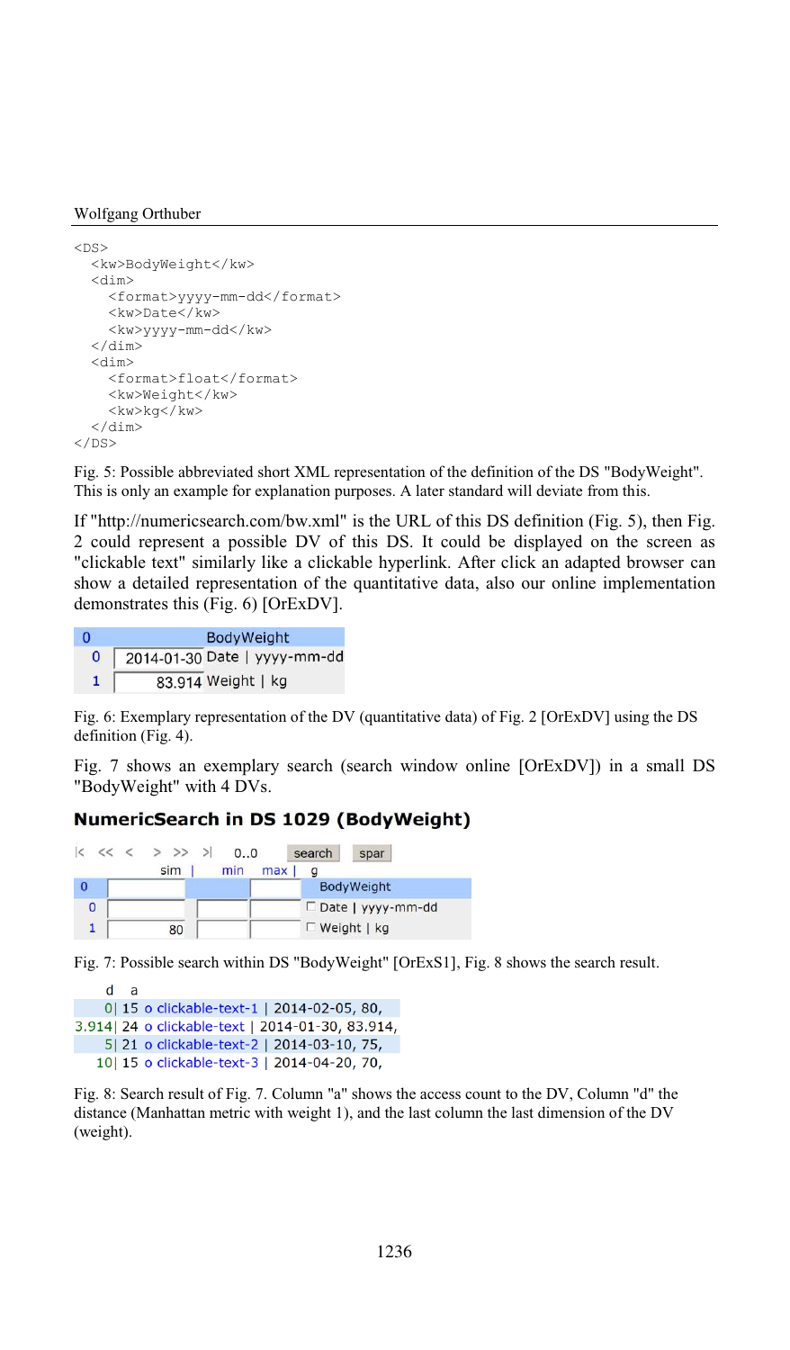```
<DS>
  <kw>BodyWeight</kw>
  <dim>
    <format>yyyy-mm-dd</format>
    <kw>Date</kw>
    <kw>yyyy-mm-dd</kw>
  </dim>
  <dim>
    <format>float</format>
    <kw>Weight</kw>
    <kw>kg</kw>
  </dim>
</DS>
```

Fig. 5: Possible abbreviated short XML representation of the definition of the DS "BodyWeight". This is only an example for explanation purposes. A later standard will deviate from this.

If "http://numericsearch.com/bw.xml" is the URL of this DS definition (Fig. 5), then Fig. 2 could represent a possible DV of this DS. It could be displayed on the screen as "clickable text" similarly like a clickable hyperlink. After click an adapted browser can show a detailed representation of the quantitative data, also our online implementation demonstrates this (Fig. 6) [OrExDV].

| 0 | | BodyWeight |
|---|---|---|
| 0 | 2014-01-30 | Date \| yyyy-mm-dd |
| 1 | 83.914 | Weight \| kg |

Fig. 6: Exemplary representation of the DV (quantitative data) of Fig. 2 [OrExDV] using the DS definition (Fig. 4).

Fig. 7 shows an exemplary search (search window online [OrExDV]) in a small DS "BodyWeight" with 4 DVs.

**NumericSearch in DS 1029 (BodyWeight)**

|< << < > >> >| 0..0 search spar

| | sim | min | max | g |
|---|---|---|---|---|
| 0 | | | | BodyWeight |
| 0 | | | | ☐ Date \| yyyy-mm-dd |
| 1 | 80 | | | ☐ Weight \| kg |

Fig. 7: Possible search within DS "BodyWeight" [OrExS1], Fig. 8 shows the search result.

| d | a | |
|---|---|---|
| 0 | 15 | o clickable-text-1 \| 2014-02-05, 80, |
| 3.914 | 24 | o clickable-text \| 2014-01-30, 83.914, |
| 5 | 21 | o clickable-text-2 \| 2014-03-10, 75, |
| 10 | 15 | o clickable-text-3 \| 2014-04-20, 70, |

Fig. 8: Search result of Fig. 7. Column "a" shows the access count to the DV, Column "d" the distance (Manhattan metric with weight 1), and the last column the last dimension of the DV (weight).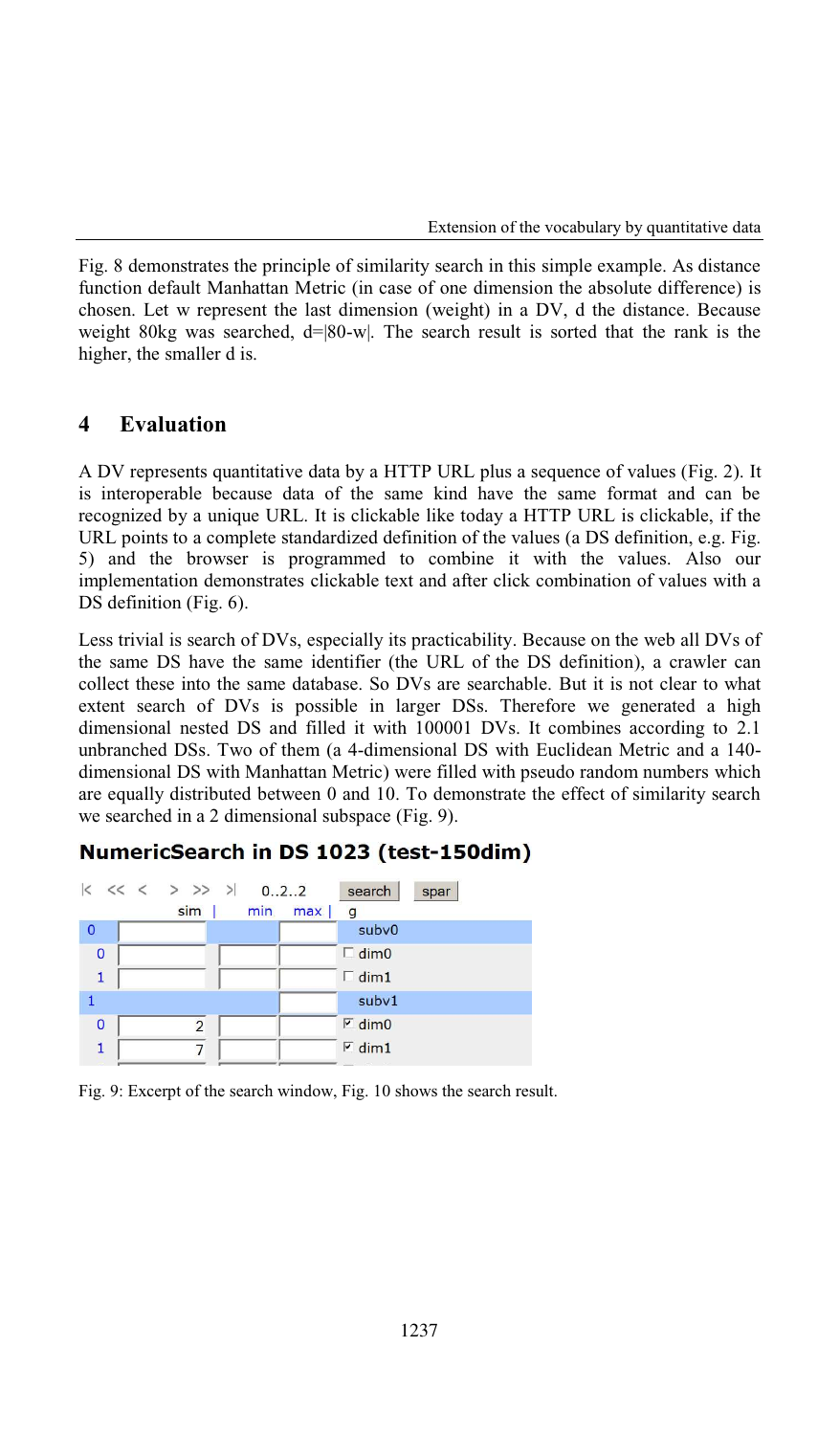Fig. 8 demonstrates the principle of similarity search in this simple example. As distance function default Manhattan Metric (in case of one dimension the absolute difference) is chosen. Let w represent the last dimension (weight) in a DV, d the distance. Because weight 80kg was searched, d=|80-w|. The search result is sorted that the rank is the higher, the smaller d is.

## 4 Evaluation

A DV represents quantitative data by a HTTP URL plus a sequence of values (Fig. 2). It is interoperable because data of the same kind have the same format and can be recognized by a unique URL. It is clickable like today a HTTP URL is clickable, if the URL points to a complete standardized definition of the values (a DS definition, e.g. Fig. 5) and the browser is programmed to combine it with the values. Also our implementation demonstrates clickable text and after click combination of values with a DS definition (Fig. 6).

Less trivial is search of DVs, especially its practicability. Because on the web all DVs of the same DS have the same identifier (the URL of the DS definition), a crawler can collect these into the same database. So DVs are searchable. But it is not clear to what extent search of DVs is possible in larger DSs. Therefore we generated a high dimensional nested DS and filled it with 100001 DVs. It combines according to 2.1 unbranched DSs. Two of them (a 4-dimensional DS with Euclidean Metric and a 140-dimensional DS with Manhattan Metric) were filled with pseudo random numbers which are equally distributed between 0 and 10. To demonstrate the effect of similarity search we searched in a 2 dimensional subspace (Fig. 9).

**NumericSearch in DS 1023 (test-150dim)**

|< << < > >> >| 0..2..2 search spar

| | sim | min | max | g |
|---|---|---|---|---|
| 0 | | | | subv0 |
| 0 | | | | ☐ dim0 |
| 1 | | | | ☐ dim1 |
| 1 | | | | subv1 |
| 0 | 2 | | | ☑ dim0 |
| 1 | 7 | | | ☑ dim1 |

Fig. 9: Excerpt of the search window, Fig. 10 shows the search result.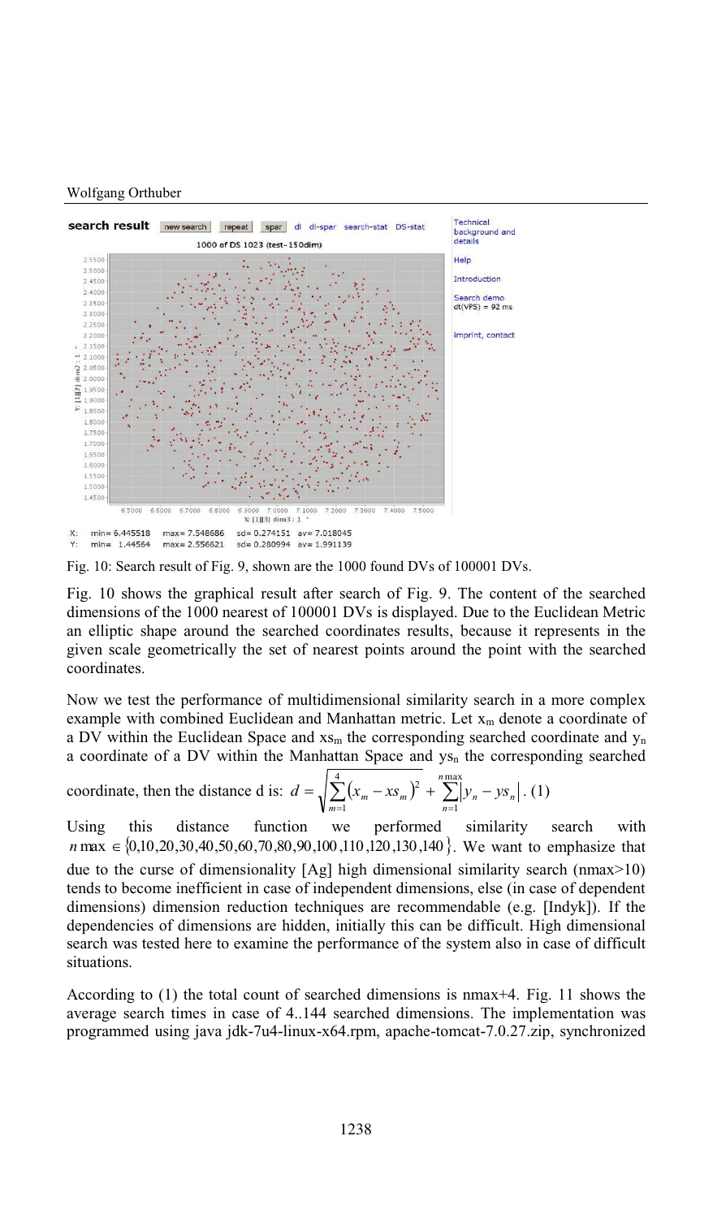Fig. 10: Search result of Fig. 9, shown are the 1000 found DVs of 100001 DVs.

Fig. 10 shows the graphical result after search of Fig. 9. The content of the searched dimensions of the 1000 nearest of 100001 DVs is displayed. Due to the Euclidean Metric an elliptic shape around the searched coordinates results, because it represents in the given scale geometrically the set of nearest points around the point with the searched coordinates.

Now we test the performance of multidimensional similarity search in a more complex example with combined Euclidean and Manhattan metric. Let $x_m$ denote a coordinate of a DV within the Euclidean Space and $xs_m$ the corresponding searched coordinate and $y_n$ a coordinate of a DV within the Manhattan Space and $ys_n$ the corresponding searched coordinate, then the distance d is: $d = \sqrt{\sum_{m=1}^{4} (x_m - xs_m)^2} + \sum_{n=1}^{n\max} |y_n - ys_n|$. (1)

Using this distance function we performed similarity search with $n\max \in \{0,10,20,30,40,50,60,70,80,90,100,110,120,130,140\}$. We want to emphasize that due to the curse of dimensionality [Ag] high dimensional similarity search (nmax>10) tends to become inefficient in case of independent dimensions, else (in case of dependent dimensions) dimension reduction techniques are recommendable (e.g. [Indyk]). If the dependencies of dimensions are hidden, initially this can be difficult. High dimensional search was tested here to examine the performance of the system also in case of difficult situations.

According to (1) the total count of searched dimensions is nmax+4. Fig. 11 shows the average search times in case of 4..144 searched dimensions. The implementation was programmed using java jdk-7u4-linux-x64.rpm, apache-tomcat-7.0.27.zip, synchronized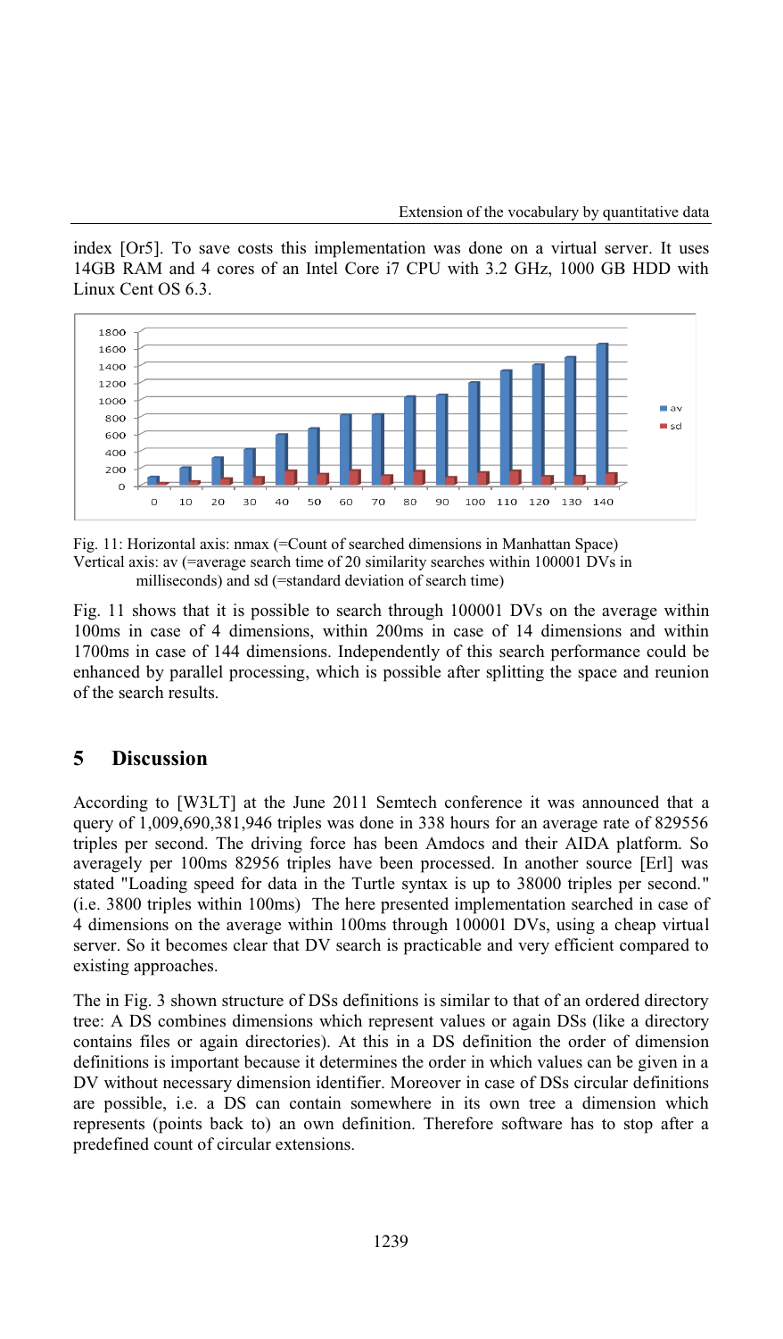index [Or5]. To save costs this implementation was done on a virtual server. It uses 14GB RAM and 4 cores of an Intel Core i7 CPU with 3.2 GHz, 1000 GB HDD with Linux Cent OS 6.3.

Fig. 11: Horizontal axis: nmax (=Count of searched dimensions in Manhattan Space)
Vertical axis: av (=average search time of 20 similarity searches within 100001 DVs in milliseconds) and sd (=standard deviation of search time)

Fig. 11 shows that it is possible to search through 100001 DVs on the average within 100ms in case of 4 dimensions, within 200ms in case of 14 dimensions and within 1700ms in case of 144 dimensions. Independently of this search performance could be enhanced by parallel processing, which is possible after splitting the space and reunion of the search results.

## 5 Discussion

According to [W3LT] at the June 2011 Semtech conference it was announced that a query of 1,009,690,381,946 triples was done in 338 hours for an average rate of 829556 triples per second. The driving force has been Amdocs and their AIDA platform. So averagely per 100ms 82956 triples have been processed. In another source [Erl] was stated "Loading speed for data in the Turtle syntax is up to 38000 triples per second." (i.e. 3800 triples within 100ms) The here presented implementation searched in case of 4 dimensions on the average within 100ms through 100001 DVs, using a cheap virtual server. So it becomes clear that DV search is practicable and very efficient compared to existing approaches.

The in Fig. 3 shown structure of DSs definitions is similar to that of an ordered directory tree: A DS combines dimensions which represent values or again DSs (like a directory contains files or again directories). At this in a DS definition the order of dimension definitions is important because it determines the order in which values can be given in a DV without necessary dimension identifier. Moreover in case of DSs circular definitions are possible, i.e. a DS can contain somewhere in its own tree a dimension which represents (points back to) an own definition. Therefore software has to stop after a predefined count of circular extensions.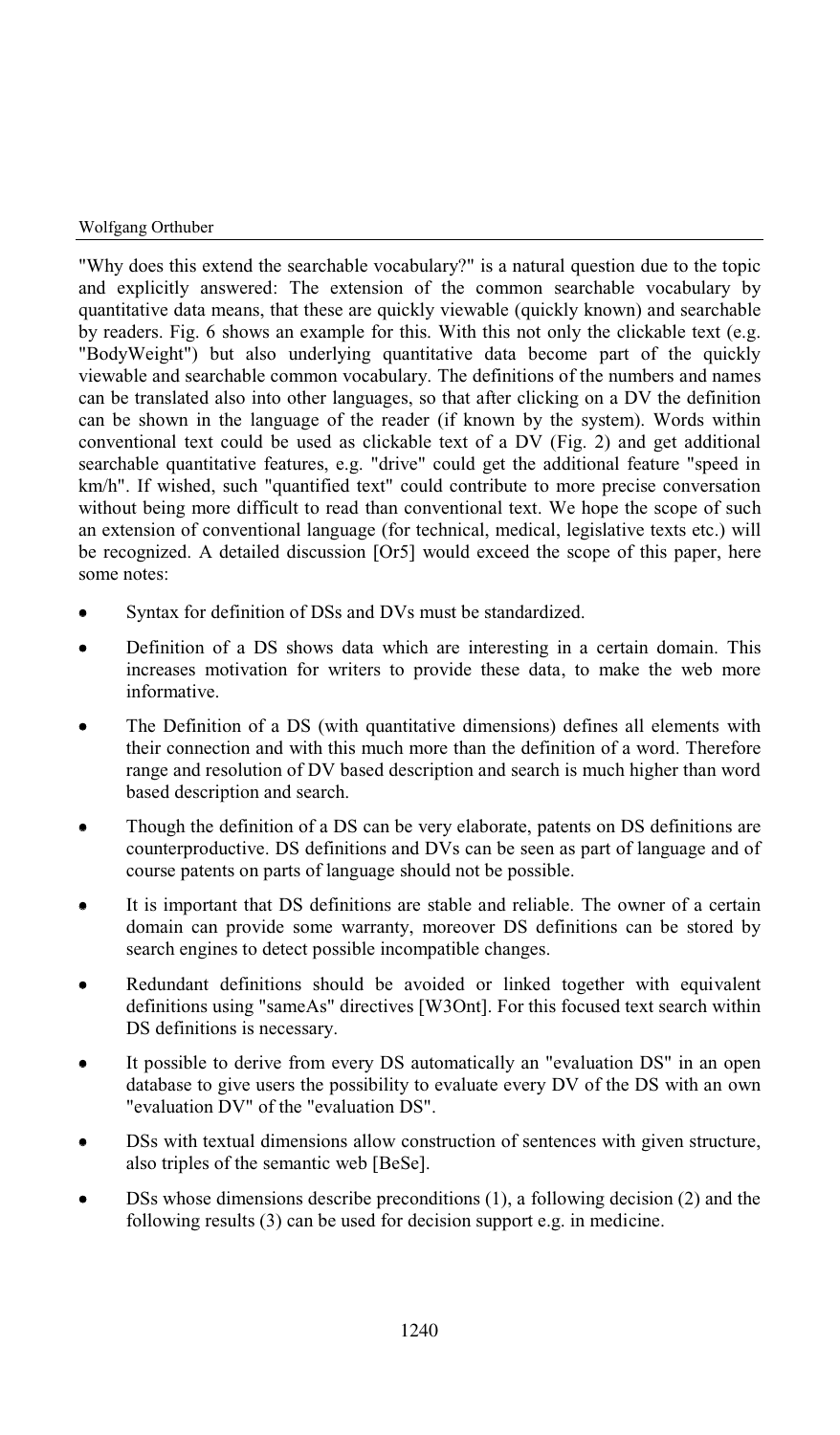"Why does this extend the searchable vocabulary?" is a natural question due to the topic and explicitly answered: The extension of the common searchable vocabulary by quantitative data means, that these are quickly viewable (quickly known) and searchable by readers. Fig. 6 shows an example for this. With this not only the clickable text (e.g. "BodyWeight") but also underlying quantitative data become part of the quickly viewable and searchable common vocabulary. The definitions of the numbers and names can be translated also into other languages, so that after clicking on a DV the definition can be shown in the language of the reader (if known by the system). Words within conventional text could be used as clickable text of a DV (Fig. 2) and get additional searchable quantitative features, e.g. "drive" could get the additional feature "speed in km/h". If wished, such "quantified text" could contribute to more precise conversation without being more difficult to read than conventional text. We hope the scope of such an extension of conventional language (for technical, medical, legislative texts etc.) will be recognized. A detailed discussion [Or5] would exceed the scope of this paper, here some notes:

- Syntax for definition of DSs and DVs must be standardized.
- Definition of a DS shows data which are interesting in a certain domain. This increases motivation for writers to provide these data, to make the web more informative.
- The Definition of a DS (with quantitative dimensions) defines all elements with their connection and with this much more than the definition of a word. Therefore range and resolution of DV based description and search is much higher than word based description and search.
- Though the definition of a DS can be very elaborate, patents on DS definitions are counterproductive. DS definitions and DVs can be seen as part of language and of course patents on parts of language should not be possible.
- It is important that DS definitions are stable and reliable. The owner of a certain domain can provide some warranty, moreover DS definitions can be stored by search engines to detect possible incompatible changes.
- Redundant definitions should be avoided or linked together with equivalent definitions using "sameAs" directives [W3Ont]. For this focused text search within DS definitions is necessary.
- It possible to derive from every DS automatically an "evaluation DS" in an open database to give users the possibility to evaluate every DV of the DS with an own "evaluation DV" of the "evaluation DS".
- DSs with textual dimensions allow construction of sentences with given structure, also triples of the semantic web [BeSe].
- DSs whose dimensions describe preconditions (1), a following decision (2) and the following results (3) can be used for decision support e.g. in medicine.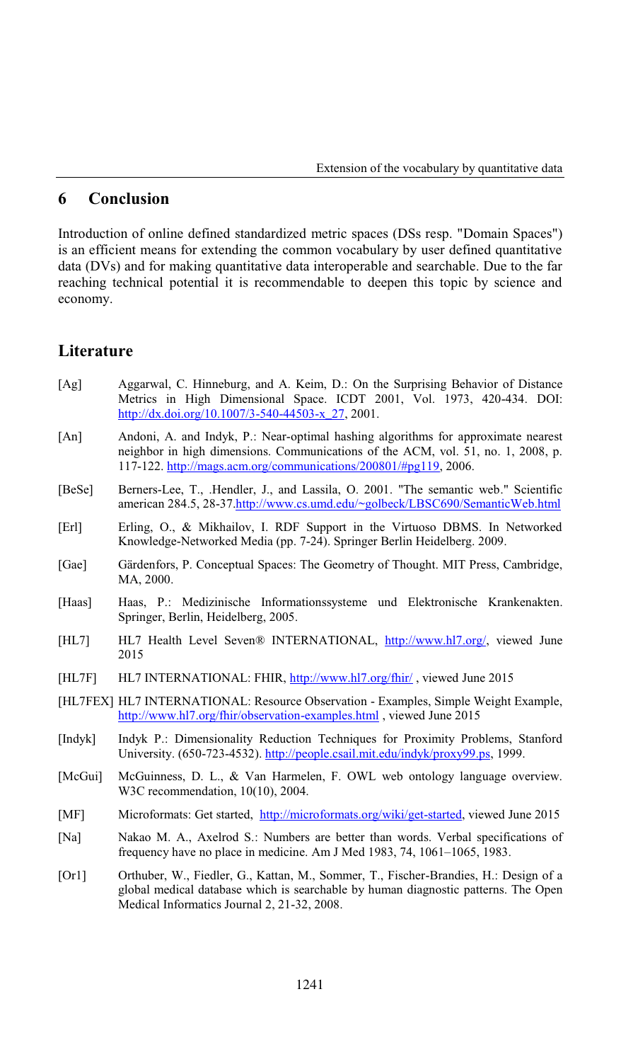## 6 Conclusion

Introduction of online defined standardized metric spaces (DSs resp. "Domain Spaces") is an efficient means for extending the common vocabulary by user defined quantitative data (DVs) and for making quantitative data interoperable and searchable. Due to the far reaching technical potential it is recommendable to deepen this topic by science and economy.

## Literature

[Ag] Aggarwal, C. Hinneburg, and A. Keim, D.: On the Surprising Behavior of Distance Metrics in High Dimensional Space. ICDT 2001, Vol. 1973, 420-434. DOI: http://dx.doi.org/10.1007/3-540-44503-x_27, 2001.

[An] Andoni, A. and Indyk, P.: Near-optimal hashing algorithms for approximate nearest neighbor in high dimensions. Communications of the ACM, vol. 51, no. 1, 2008, p. 117-122. http://mags.acm.org/communications/200801/#pg119, 2006.

[BeSe] Berners-Lee, T., .Hendler, J., and Lassila, O. 2001. "The semantic web." Scientific american 284.5, 28-37.http://www.cs.umd.edu/~golbeck/LBSC690/SemanticWeb.html

[Erl] Erling, O., & Mikhailov, I. RDF Support in the Virtuoso DBMS. In Networked Knowledge-Networked Media (pp. 7-24). Springer Berlin Heidelberg. 2009.

[Gae] Gärdenfors, P. Conceptual Spaces: The Geometry of Thought. MIT Press, Cambridge, MA, 2000.

[Haas] Haas, P.: Medizinische Informationssysteme und Elektronische Krankenakten. Springer, Berlin, Heidelberg, 2005.

[HL7] HL7 Health Level Seven® INTERNATIONAL, http://www.hl7.org/, viewed June 2015

[HL7F] HL7 INTERNATIONAL: FHIR, http://www.hl7.org/fhir/ , viewed June 2015

[HL7FEX] HL7 INTERNATIONAL: Resource Observation - Examples, Simple Weight Example, http://www.hl7.org/fhir/observation-examples.html , viewed June 2015

[Indyk] Indyk P.: Dimensionality Reduction Techniques for Proximity Problems, Stanford University. (650-723-4532). http://people.csail.mit.edu/indyk/proxy99.ps, 1999.

[McGui] McGuinness, D. L., & Van Harmelen, F. OWL web ontology language overview. W3C recommendation, 10(10), 2004.

[MF] Microformats: Get started, http://microformats.org/wiki/get-started, viewed June 2015

[Na] Nakao M. A., Axelrod S.: Numbers are better than words. Verbal specifications of frequency have no place in medicine. Am J Med 1983, 74, 1061–1065, 1983.

[Or1] Orthuber, W., Fiedler, G., Kattan, M., Sommer, T., Fischer-Brandies, H.: Design of a global medical database which is searchable by human diagnostic patterns. The Open Medical Informatics Journal 2, 21-32, 2008.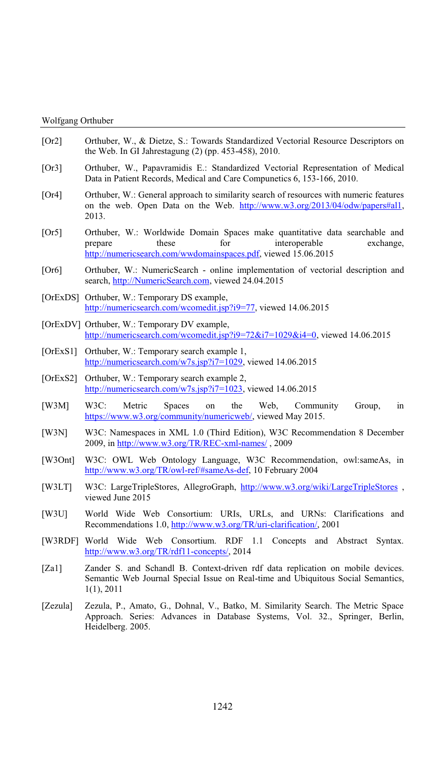[Or2] Orthuber, W., & Dietze, S.: Towards Standardized Vectorial Resource Descriptors on the Web. In GI Jahrestagung (2) (pp. 453-458), 2010.

[Or3] Orthuber, W., Papavramidis E.: Standardized Vectorial Representation of Medical Data in Patient Records, Medical and Care Compunetics 6, 153-166, 2010.

[Or4] Orthuber, W.: General approach to similarity search of resources with numeric features on the web. Open Data on the Web. http://www.w3.org/2013/04/odw/papers#al1, 2013.

[Or5] Orthuber, W.: Worldwide Domain Spaces make quantitative data searchable and prepare these for interoperable exchange, http://numericsearch.com/wwdomainspaces.pdf, viewed 15.06.2015

[Or6] Orthuber, W.: NumericSearch - online implementation of vectorial description and search, http://NumericSearch.com, viewed 24.04.2015

[OrExDS] Orthuber, W.: Temporary DS example, http://numericsearch.com/wcomedit.jsp?i9=77, viewed 14.06.2015

[OrExDV] Orthuber, W.: Temporary DV example, http://numericsearch.com/wcomedit.jsp?i9=72&i7=1029&i4=0, viewed 14.06.2015

[OrExS1] Orthuber, W.: Temporary search example 1, http://numericsearch.com/w7s.jsp?i7=1029, viewed 14.06.2015

[OrExS2] Orthuber, W.: Temporary search example 2, http://numericsearch.com/w7s.jsp?i7=1023, viewed 14.06.2015

[W3M] W3C: Metric Spaces on the Web, Community Group, in https://www.w3.org/community/numericweb/, viewed May 2015.

[W3N] W3C: Namespaces in XML 1.0 (Third Edition), W3C Recommendation 8 December 2009, in http://www.w3.org/TR/REC-xml-names/ , 2009

[W3Ont] W3C: OWL Web Ontology Language, W3C Recommendation, owl:sameAs, in http://www.w3.org/TR/owl-ref/#sameAs-def, 10 February 2004

[W3LT] W3C: LargeTripleStores, AllegroGraph, http://www.w3.org/wiki/LargeTripleStores , viewed June 2015

[W3U] World Wide Web Consortium: URIs, URLs, and URNs: Clarifications and Recommendations 1.0, http://www.w3.org/TR/uri-clarification/, 2001

[W3RDF] World Wide Web Consortium. RDF 1.1 Concepts and Abstract Syntax. http://www.w3.org/TR/rdf11-concepts/, 2014

[Za1] Zander S. and Schandl B. Context-driven rdf data replication on mobile devices. Semantic Web Journal Special Issue on Real-time and Ubiquitous Social Semantics, 1(1), 2011

[Zezula] Zezula, P., Amato, G., Dohnal, V., Batko, M. Similarity Search. The Metric Space Approach. Series: Advances in Database Systems, Vol. 32., Springer, Berlin, Heidelberg. 2005.